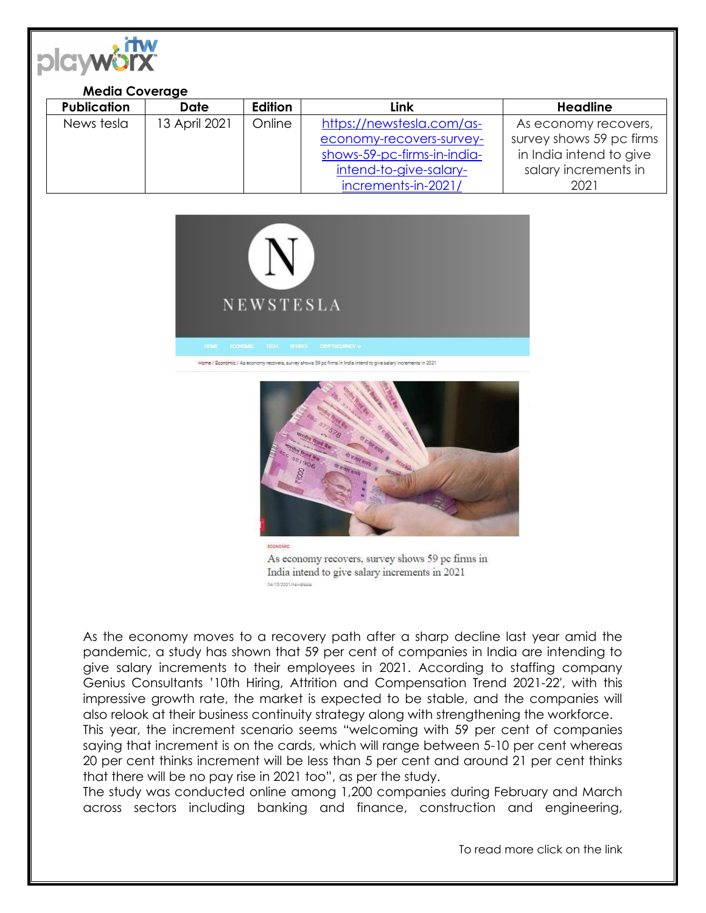**Media Coverage**

| Publication | Date | Edition | Link | Headline |
|---|---|---|---|---|
| News tesla | 13 April 2021 | Online | https://newstesla.com/as-economy-recovers-survey-shows-59-pc-firms-in-india-intend-to-give-salary-increments-in-2021/ | As economy recovers, survey shows 59 pc firms in India intend to give salary increments in 2021 |

NEWSTESLA

HOME ECONOMIC TECH SPORTS CRYPTOCURRENCY

Home / Economic / As economy recovers, survey shows 59 pc firms in India intend to give salary increments in 2021

ECONOMIC

As economy recovers, survey shows 59 pc firms in India intend to give salary increments in 2021

04/13/2021/newstesla

As the economy moves to a recovery path after a sharp decline last year amid the pandemic, a study has shown that 59 per cent of companies in India are intending to give salary increments to their employees in 2021. According to staffing company Genius Consultants '10th Hiring, Attrition and Compensation Trend 2021-22', with this impressive growth rate, the market is expected to be stable, and the companies will also relook at their business continuity strategy along with strengthening the workforce.

This year, the increment scenario seems "welcoming with 59 per cent of companies saying that increment is on the cards, which will range between 5-10 per cent whereas 20 per cent thinks increment will be less than 5 per cent and around 21 per cent thinks that there will be no pay rise in 2021 too", as per the study.

The study was conducted online among 1,200 companies during February and March across sectors including banking and finance, construction and engineering,

To read more click on the link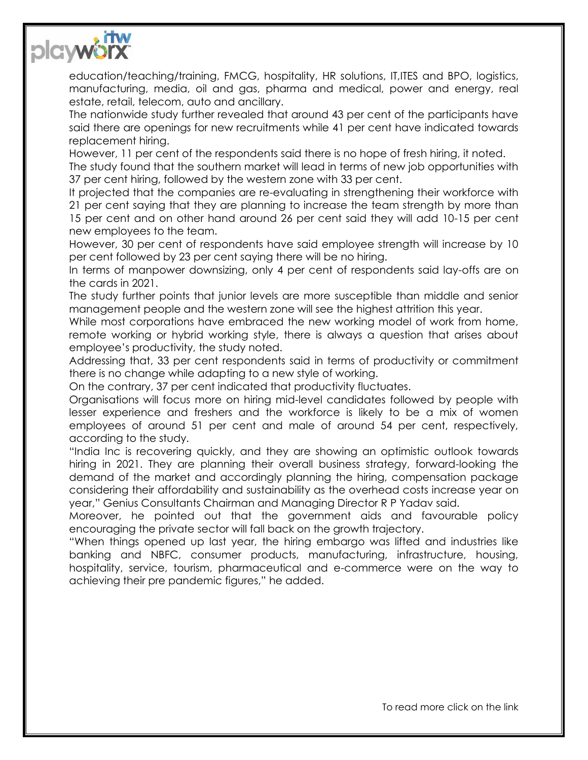education/teaching/training, FMCG, hospitality, HR solutions, IT,ITES and BPO, logistics, manufacturing, media, oil and gas, pharma and medical, power and energy, real estate, retail, telecom, auto and ancillary.

The nationwide study further revealed that around 43 per cent of the participants have said there are openings for new recruitments while 41 per cent have indicated towards replacement hiring.

However, 11 per cent of the respondents said there is no hope of fresh hiring, it noted.

The study found that the southern market will lead in terms of new job opportunities with 37 per cent hiring, followed by the western zone with 33 per cent.

It projected that the companies are re-evaluating in strengthening their workforce with 21 per cent saying that they are planning to increase the team strength by more than 15 per cent and on other hand around 26 per cent said they will add 10-15 per cent new employees to the team.

However, 30 per cent of respondents have said employee strength will increase by 10 per cent followed by 23 per cent saying there will be no hiring.

In terms of manpower downsizing, only 4 per cent of respondents said lay-offs are on the cards in 2021.

The study further points that junior levels are more susceptible than middle and senior management people and the western zone will see the highest attrition this year.

While most corporations have embraced the new working model of work from home, remote working or hybrid working style, there is always a question that arises about employee's productivity, the study noted.

Addressing that, 33 per cent respondents said in terms of productivity or commitment there is no change while adapting to a new style of working.

On the contrary, 37 per cent indicated that productivity fluctuates.

Organisations will focus more on hiring mid-level candidates followed by people with lesser experience and freshers and the workforce is likely to be a mix of women employees of around 51 per cent and male of around 54 per cent, respectively, according to the study.

"India Inc is recovering quickly, and they are showing an optimistic outlook towards hiring in 2021. They are planning their overall business strategy, forward-looking the demand of the market and accordingly planning the hiring, compensation package considering their affordability and sustainability as the overhead costs increase year on year," Genius Consultants Chairman and Managing Director R P Yadav said.

Moreover, he pointed out that the government aids and favourable policy encouraging the private sector will fall back on the growth trajectory.

"When things opened up last year, the hiring embargo was lifted and industries like banking and NBFC, consumer products, manufacturing, infrastructure, housing, hospitality, service, tourism, pharmaceutical and e-commerce were on the way to achieving their pre pandemic figures," he added.

To read more click on the link